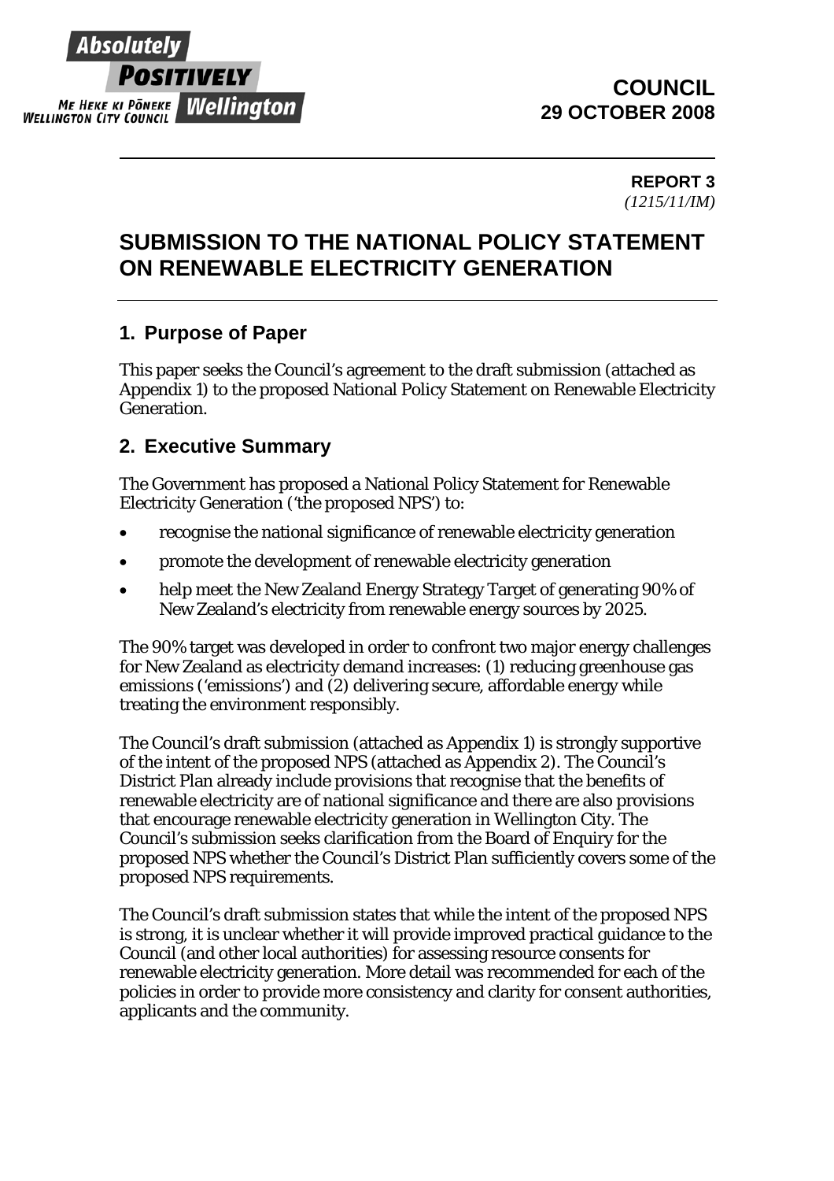Absolutely
POSITIVELY
ME HEKE KI PŌNEKE
WELLINGTON CITY COUNCIL Wellington

**COUNCIL**
**29 OCTOBER 2008**

**REPORT 3**
*(1215/11/IM)*

# SUBMISSION TO THE NATIONAL POLICY STATEMENT ON RENEWABLE ELECTRICITY GENERATION

## 1. Purpose of Paper

This paper seeks the Council's agreement to the draft submission (attached as Appendix 1) to the proposed National Policy Statement on Renewable Electricity Generation.

## 2. Executive Summary

The Government has proposed a National Policy Statement for Renewable Electricity Generation ('the proposed NPS') to:

- recognise the national significance of renewable electricity generation
- promote the development of renewable electricity generation
- help meet the New Zealand Energy Strategy Target of generating 90% of New Zealand's electricity from renewable energy sources by 2025.

The 90% target was developed in order to confront two major energy challenges for New Zealand as electricity demand increases: (1) reducing greenhouse gas emissions ('emissions') and (2) delivering secure, affordable energy while treating the environment responsibly.

The Council's draft submission (attached as Appendix 1) is strongly supportive of the intent of the proposed NPS (attached as Appendix 2). The Council's District Plan already include provisions that recognise that the benefits of renewable electricity are of national significance and there are also provisions that encourage renewable electricity generation in Wellington City. The Council's submission seeks clarification from the Board of Enquiry for the proposed NPS whether the Council's District Plan sufficiently covers some of the proposed NPS requirements.

The Council's draft submission states that while the intent of the proposed NPS is strong, it is unclear whether it will provide improved practical guidance to the Council (and other local authorities) for assessing resource consents for renewable electricity generation. More detail was recommended for each of the policies in order to provide more consistency and clarity for consent authorities, applicants and the community.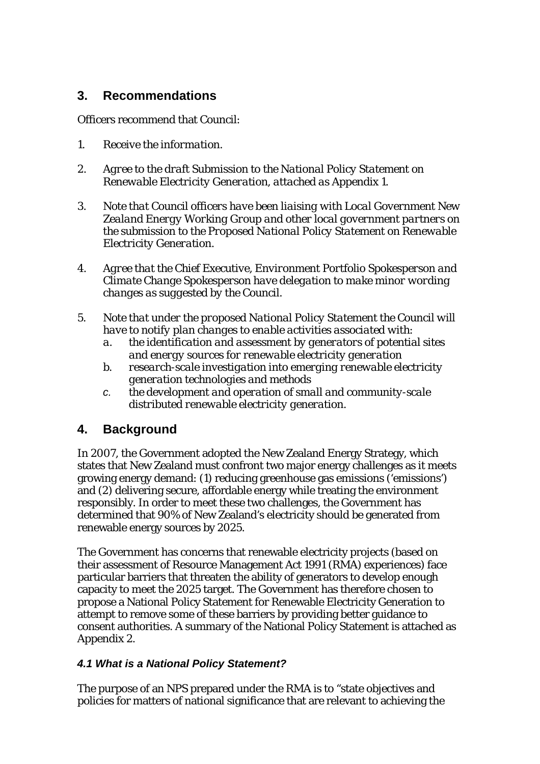## 3. Recommendations

Officers recommend that Council:

1. *Receive the information.*

2. *Agree to the draft Submission to the National Policy Statement on Renewable Electricity Generation, attached as Appendix 1.*

3. *Note that Council officers have been liaising with Local Government New Zealand Energy Working Group and other local government partners on the submission to the Proposed National Policy Statement on Renewable Electricity Generation.*

4. *Agree that the Chief Executive, Environment Portfolio Spokesperson and Climate Change Spokesperson have delegation to make minor wording changes as suggested by the Council.*

5. *Note that under the proposed National Policy Statement the Council will have to notify plan changes to enable activities associated with:*
   a. *the identification and assessment by generators of potential sites and energy sources for renewable electricity generation*
   b. *research-scale investigation into emerging renewable electricity generation technologies and methods*
   c. *the development and operation of small and community-scale distributed renewable electricity generation.*

## 4. Background

In 2007, the Government adopted the New Zealand Energy Strategy, which states that New Zealand must confront two major energy challenges as it meets growing energy demand: (1) reducing greenhouse gas emissions ('emissions') and (2) delivering secure, affordable energy while treating the environment responsibly. In order to meet these two challenges, the Government has determined that 90% of New Zealand's electricity should be generated from renewable energy sources by 2025.

The Government has concerns that renewable electricity projects (based on their assessment of Resource Management Act 1991 (RMA) experiences) face particular barriers that threaten the ability of generators to develop enough capacity to meet the 2025 target. The Government has therefore chosen to propose a National Policy Statement for Renewable Electricity Generation to attempt to remove some of these barriers by providing better guidance to consent authorities. A summary of the National Policy Statement is attached as Appendix 2.

### *4.1 What is a National Policy Statement?*

The purpose of an NPS prepared under the RMA is to "state objectives and policies for matters of national significance that are relevant to achieving the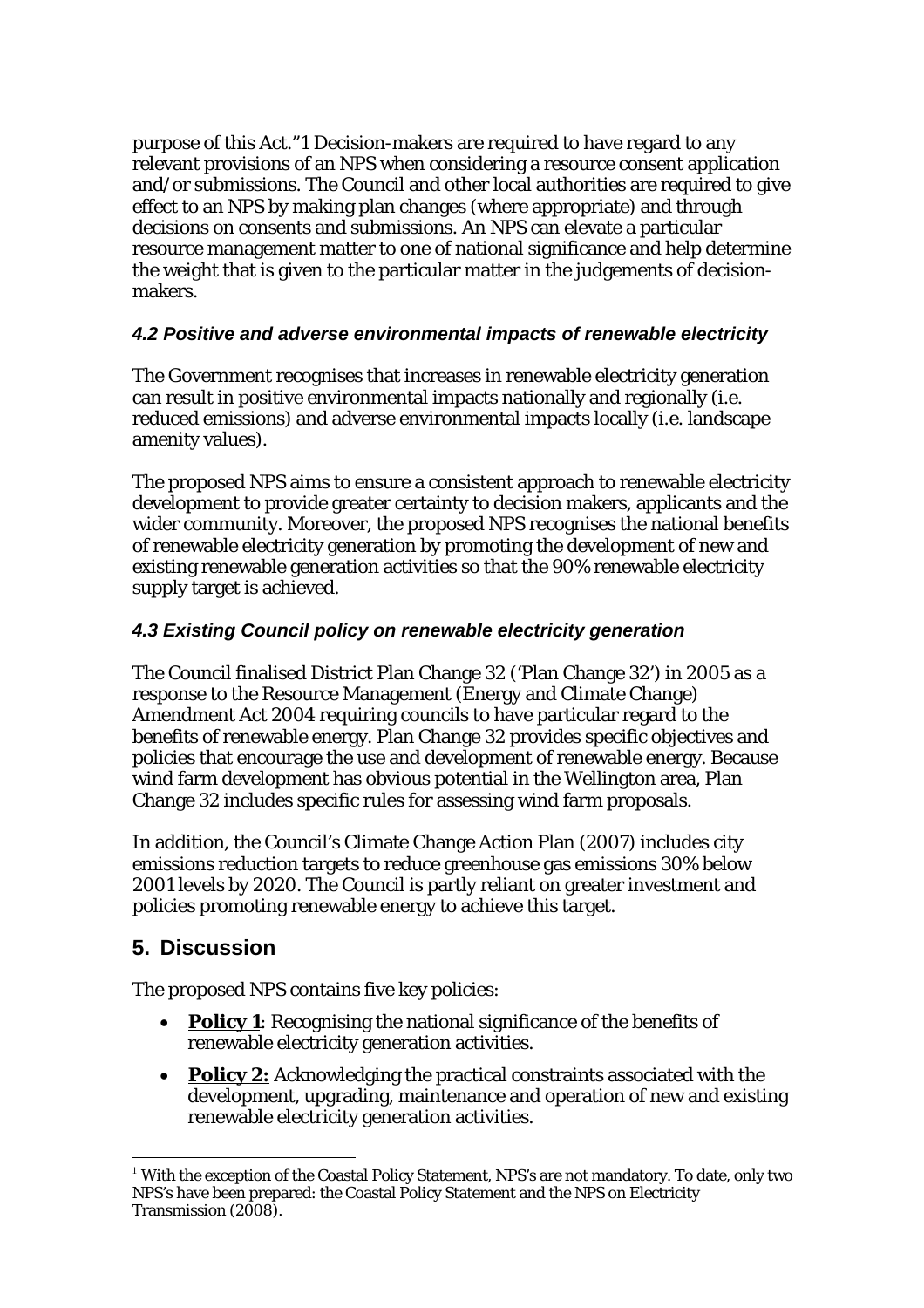purpose of this Act."1 Decision-makers are required to have regard to any relevant provisions of an NPS when considering a resource consent application and/or submissions. The Council and other local authorities are required to give effect to an NPS by making plan changes (where appropriate) and through decisions on consents and submissions. An NPS can elevate a particular resource management matter to one of national significance and help determine the weight that is given to the particular matter in the judgements of decision-makers.

### *4.2 Positive and adverse environmental impacts of renewable electricity*

The Government recognises that increases in renewable electricity generation can result in positive environmental impacts nationally and regionally (i.e. reduced emissions) and adverse environmental impacts locally (i.e. landscape amenity values).

The proposed NPS aims to ensure a consistent approach to renewable electricity development to provide greater certainty to decision makers, applicants and the wider community. Moreover, the proposed NPS recognises the national benefits of renewable electricity generation by promoting the development of new and existing renewable generation activities so that the 90% renewable electricity supply target is achieved.

### *4.3 Existing Council policy on renewable electricity generation*

The Council finalised District Plan Change 32 ('Plan Change 32') in 2005 as a response to the Resource Management (Energy and Climate Change) Amendment Act 2004 requiring councils to have particular regard to the benefits of renewable energy. Plan Change 32 provides specific objectives and policies that encourage the use and development of renewable energy. Because wind farm development has obvious potential in the Wellington area, Plan Change 32 includes specific rules for assessing wind farm proposals.

In addition, the Council's Climate Change Action Plan (2007) includes city emissions reduction targets to reduce greenhouse gas emissions 30% below 2001 levels by 2020. The Council is partly reliant on greater investment and policies promoting renewable energy to achieve this target.

## 5. Discussion

The proposed NPS contains five key policies:

- **Policy 1**: Recognising the national significance of the benefits of renewable electricity generation activities.
- **Policy 2:** Acknowledging the practical constraints associated with the development, upgrading, maintenance and operation of new and existing renewable electricity generation activities.

---

[1] With the exception of the Coastal Policy Statement, NPS's are not mandatory. To date, only two NPS's have been prepared: the Coastal Policy Statement and the NPS on Electricity Transmission (2008).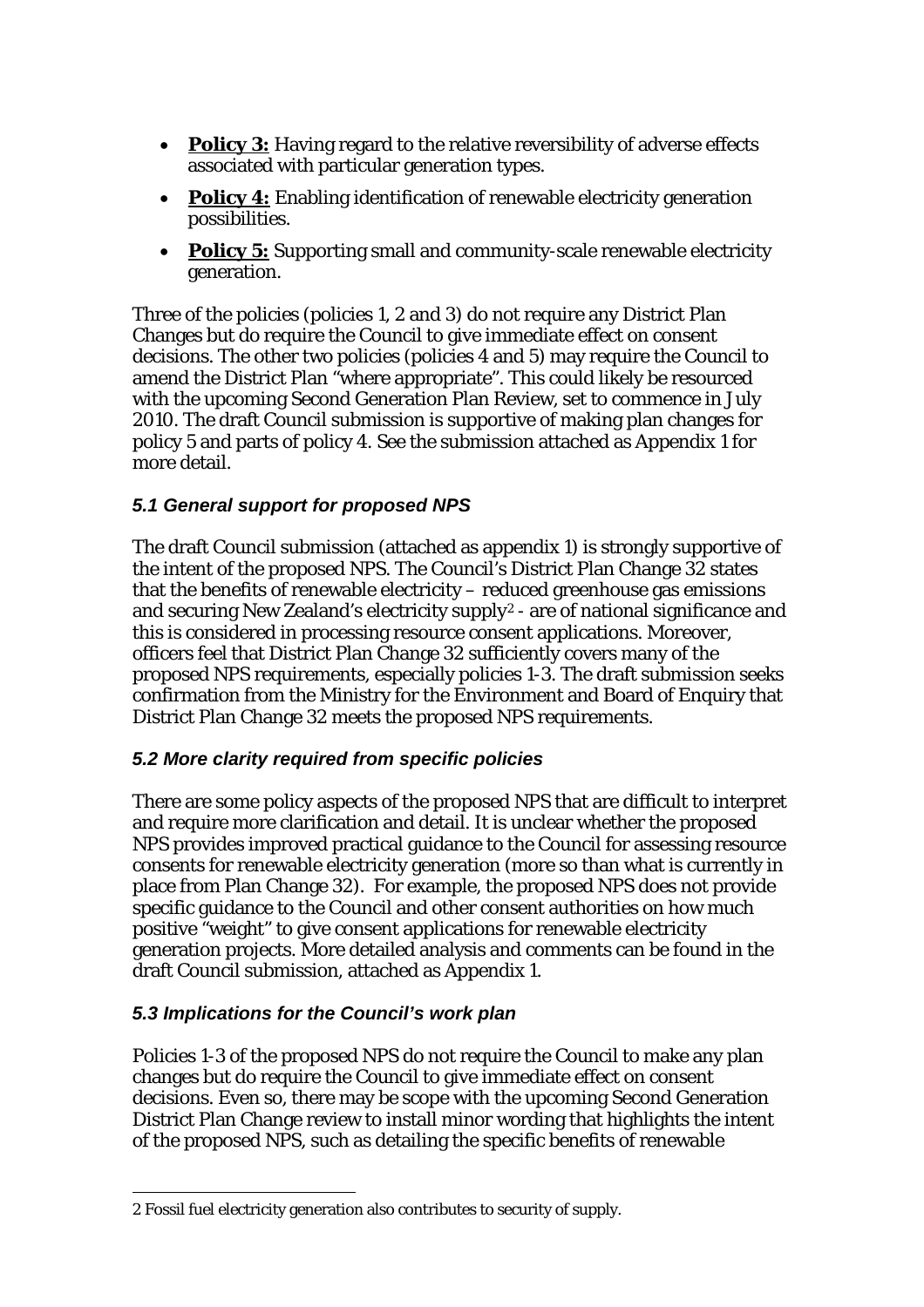- **Policy 3:** Having regard to the relative reversibility of adverse effects associated with particular generation types.
- **Policy 4:** Enabling identification of renewable electricity generation possibilities.
- **Policy 5:** Supporting small and community-scale renewable electricity generation.

Three of the policies (policies 1, 2 and 3) do not require any District Plan Changes but do require the Council to give immediate effect on consent decisions. The other two policies (policies 4 and 5) may require the Council to amend the District Plan "where appropriate". This could likely be resourced with the upcoming Second Generation Plan Review, set to commence in July 2010. The draft Council submission is supportive of making plan changes for policy 5 and parts of policy 4. See the submission attached as Appendix 1 for more detail.

### *5.1 General support for proposed NPS*

The draft Council submission (attached as appendix 1) is strongly supportive of the intent of the proposed NPS. The Council's District Plan Change 32 states that the benefits of renewable electricity – reduced greenhouse gas emissions and securing New Zealand's electricity supply[2] - are of national significance and this is considered in processing resource consent applications. Moreover, officers feel that District Plan Change 32 sufficiently covers many of the proposed NPS requirements, especially policies 1-3. The draft submission seeks confirmation from the Ministry for the Environment and Board of Enquiry that District Plan Change 32 meets the proposed NPS requirements.

### *5.2 More clarity required from specific policies*

There are some policy aspects of the proposed NPS that are difficult to interpret and require more clarification and detail. It is unclear whether the proposed NPS provides improved practical guidance to the Council for assessing resource consents for renewable electricity generation (more so than what is currently in place from Plan Change 32). For example, the proposed NPS does not provide specific guidance to the Council and other consent authorities on how much positive "weight" to give consent applications for renewable electricity generation projects. More detailed analysis and comments can be found in the draft Council submission, attached as Appendix 1.

### *5.3 Implications for the Council's work plan*

Policies 1-3 of the proposed NPS do not require the Council to make any plan changes but do require the Council to give immediate effect on consent decisions. Even so, there may be scope with the upcoming Second Generation District Plan Change review to install minor wording that highlights the intent of the proposed NPS, such as detailing the specific benefits of renewable

---

2 Fossil fuel electricity generation also contributes to security of supply.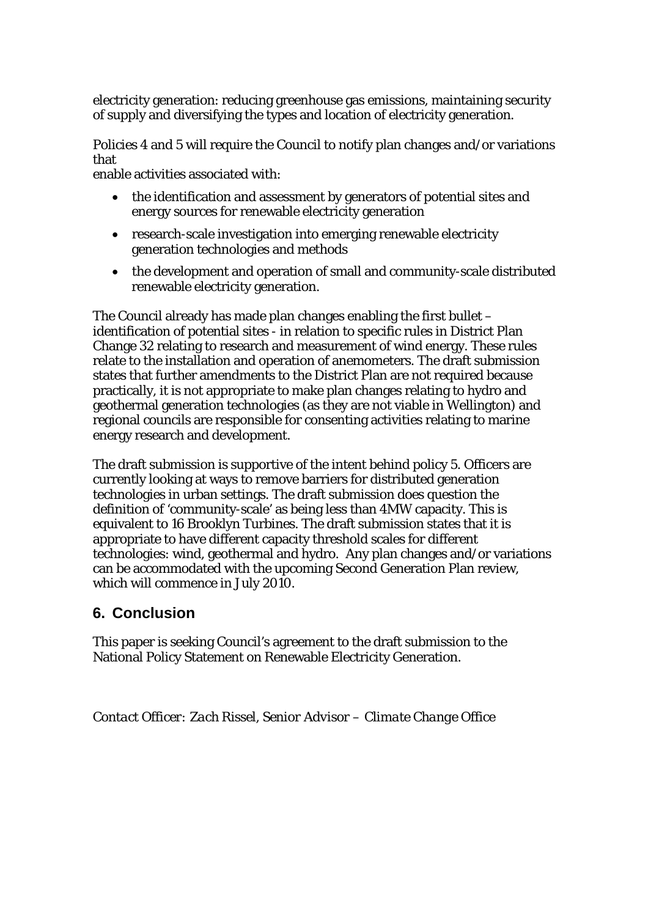electricity generation: reducing greenhouse gas emissions, maintaining security of supply and diversifying the types and location of electricity generation.

Policies 4 and 5 will require the Council to notify plan changes and/or variations that
enable activities associated with:

- the identification and assessment by generators of potential sites and energy sources for renewable electricity generation
- research-scale investigation into emerging renewable electricity generation technologies and methods
- the development and operation of small and community-scale distributed renewable electricity generation.

The Council already has made plan changes enabling the first bullet – identification of potential sites - in relation to specific rules in District Plan Change 32 relating to research and measurement of wind energy. These rules relate to the installation and operation of anemometers. The draft submission states that further amendments to the District Plan are not required because practically, it is not appropriate to make plan changes relating to hydro and geothermal generation technologies (as they are not viable in Wellington) and regional councils are responsible for consenting activities relating to marine energy research and development.

The draft submission is supportive of the intent behind policy 5. Officers are currently looking at ways to remove barriers for distributed generation technologies in urban settings. The draft submission does question the definition of 'community-scale' as being less than 4MW capacity. This is equivalent to 16 Brooklyn Turbines. The draft submission states that it is appropriate to have different capacity threshold scales for different technologies: wind, geothermal and hydro. Any plan changes and/or variations can be accommodated with the upcoming Second Generation Plan review, which will commence in July 2010.

## 6. Conclusion

This paper is seeking Council's agreement to the draft submission to the National Policy Statement on Renewable Electricity Generation.

*Contact Officer: Zach Rissel, Senior Advisor – Climate Change Office*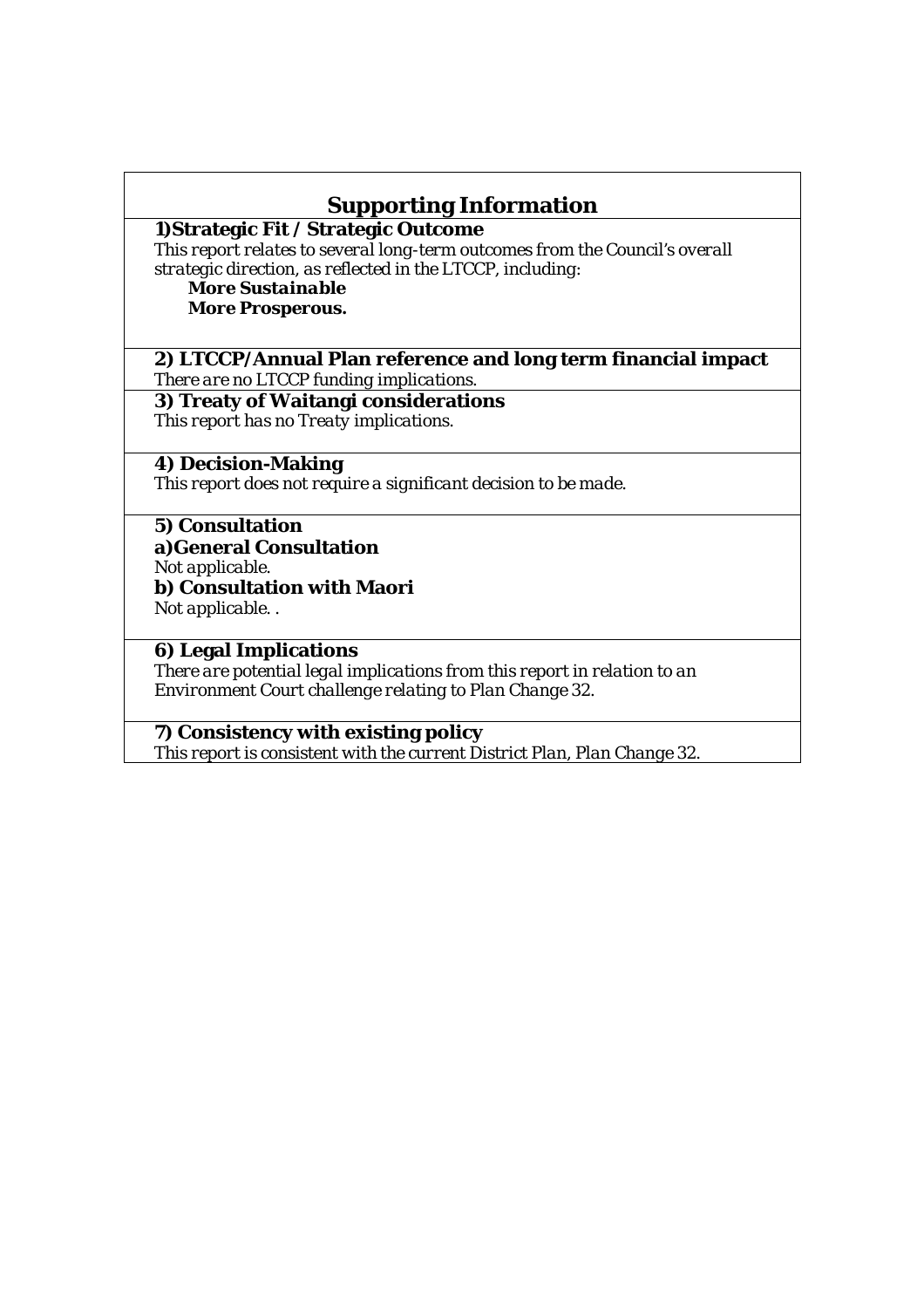## Supporting Information

**1)Strategic Fit / Strategic Outcome**

*This report relates to several long-term outcomes from the Council's overall strategic direction, as reflected in the LTCCP, including:*

***More Sustainable***
**More Prosperous.**

**2) LTCCP/Annual Plan reference and long term financial impact**

*There are no LTCCP funding implications.*

**3) Treaty of Waitangi considerations**

*This report has no Treaty implications.*

**4) Decision-Making**

*This report does not require a significant decision to be made.*

**5) Consultation**

**a)General Consultation**

*Not applicable.*

**b) Consultation with Maori**

*Not applicable. .*

**6) Legal Implications**

*There are potential legal implications from this report in relation to an Environment Court challenge relating to Plan Change 32.*

**7) Consistency with existing policy**

*This report is consistent with the current District Plan, Plan Change 32.*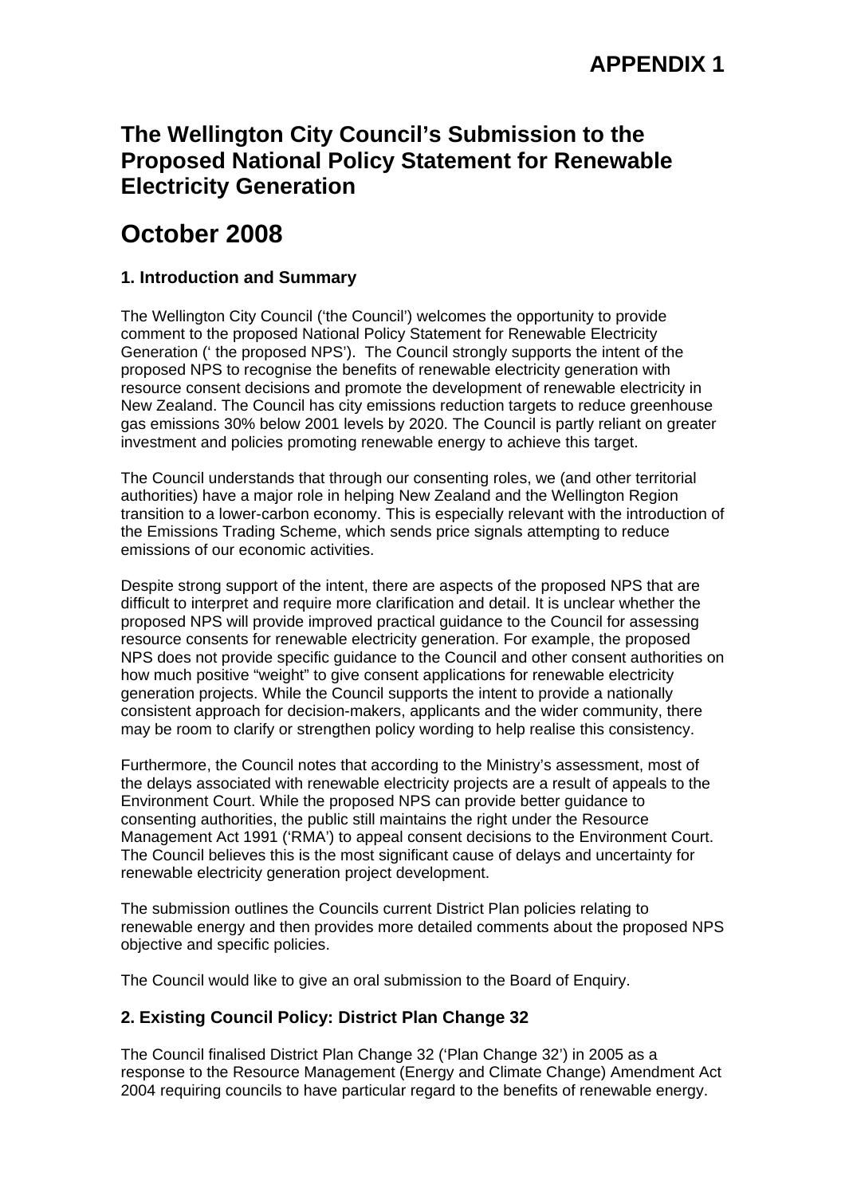**APPENDIX 1**

# The Wellington City Council's Submission to the Proposed National Policy Statement for Renewable Electricity Generation

# October 2008

### 1. Introduction and Summary

The Wellington City Council ('the Council') welcomes the opportunity to provide comment to the proposed National Policy Statement for Renewable Electricity Generation (' the proposed NPS'). The Council strongly supports the intent of the proposed NPS to recognise the benefits of renewable electricity generation with resource consent decisions and promote the development of renewable electricity in New Zealand. The Council has city emissions reduction targets to reduce greenhouse gas emissions 30% below 2001 levels by 2020. The Council is partly reliant on greater investment and policies promoting renewable energy to achieve this target.

The Council understands that through our consenting roles, we (and other territorial authorities) have a major role in helping New Zealand and the Wellington Region transition to a lower-carbon economy. This is especially relevant with the introduction of the Emissions Trading Scheme, which sends price signals attempting to reduce emissions of our economic activities.

Despite strong support of the intent, there are aspects of the proposed NPS that are difficult to interpret and require more clarification and detail. It is unclear whether the proposed NPS will provide improved practical guidance to the Council for assessing resource consents for renewable electricity generation. For example, the proposed NPS does not provide specific guidance to the Council and other consent authorities on how much positive "weight" to give consent applications for renewable electricity generation projects. While the Council supports the intent to provide a nationally consistent approach for decision-makers, applicants and the wider community, there may be room to clarify or strengthen policy wording to help realise this consistency.

Furthermore, the Council notes that according to the Ministry's assessment, most of the delays associated with renewable electricity projects are a result of appeals to the Environment Court. While the proposed NPS can provide better guidance to consenting authorities, the public still maintains the right under the Resource Management Act 1991 ('RMA') to appeal consent decisions to the Environment Court. The Council believes this is the most significant cause of delays and uncertainty for renewable electricity generation project development.

The submission outlines the Councils current District Plan policies relating to renewable energy and then provides more detailed comments about the proposed NPS objective and specific policies.

The Council would like to give an oral submission to the Board of Enquiry.

### 2. Existing Council Policy: District Plan Change 32

The Council finalised District Plan Change 32 ('Plan Change 32') in 2005 as a response to the Resource Management (Energy and Climate Change) Amendment Act 2004 requiring councils to have particular regard to the benefits of renewable energy.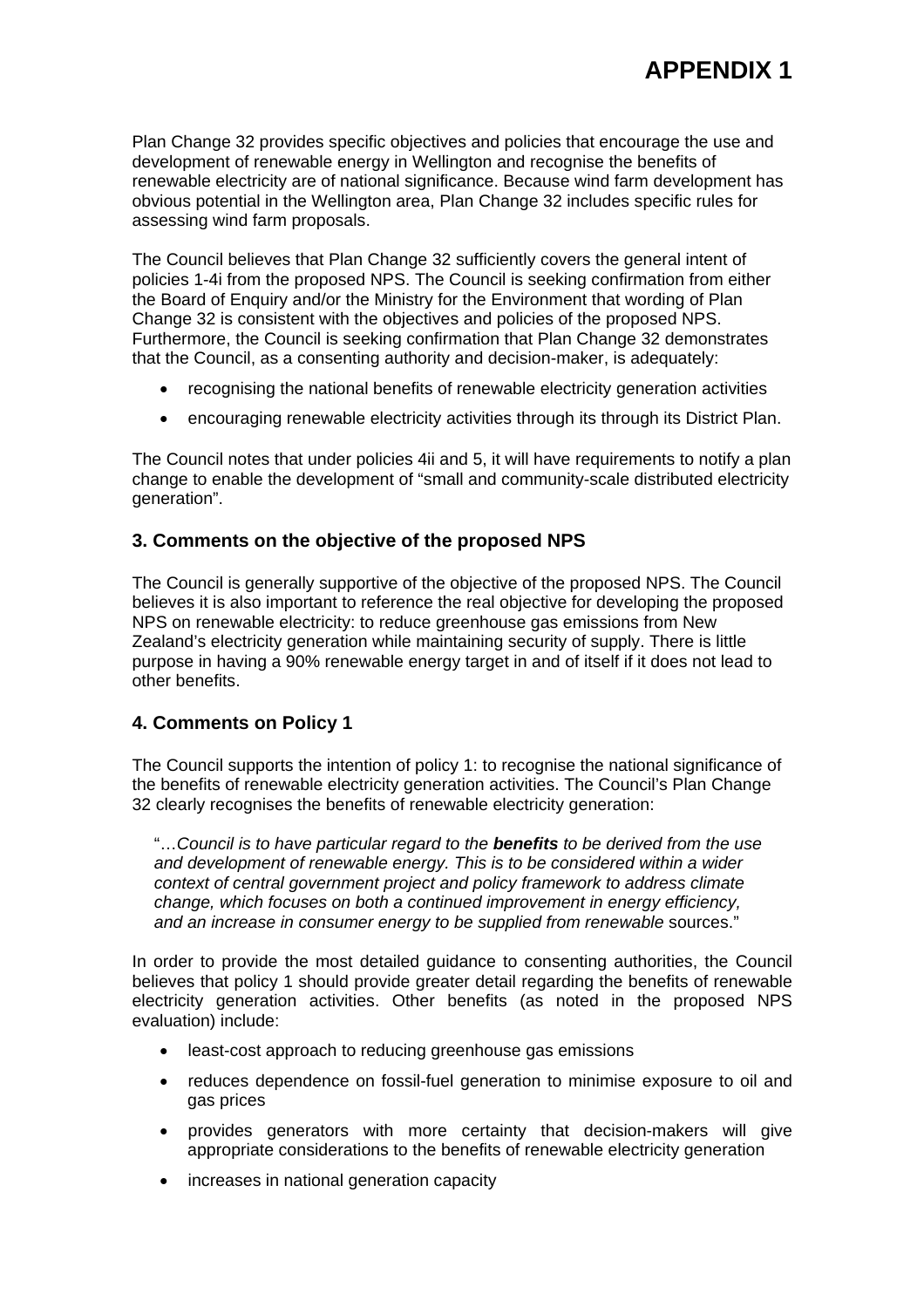# APPENDIX 1

Plan Change 32 provides specific objectives and policies that encourage the use and development of renewable energy in Wellington and recognise the benefits of renewable electricity are of national significance. Because wind farm development has obvious potential in the Wellington area, Plan Change 32 includes specific rules for assessing wind farm proposals.

The Council believes that Plan Change 32 sufficiently covers the general intent of policies 1-4i from the proposed NPS. The Council is seeking confirmation from either the Board of Enquiry and/or the Ministry for the Environment that wording of Plan Change 32 is consistent with the objectives and policies of the proposed NPS. Furthermore, the Council is seeking confirmation that Plan Change 32 demonstrates that the Council, as a consenting authority and decision-maker, is adequately:

- recognising the national benefits of renewable electricity generation activities
- encouraging renewable electricity activities through its through its District Plan.

The Council notes that under policies 4ii and 5, it will have requirements to notify a plan change to enable the development of "small and community-scale distributed electricity generation".

## 3. Comments on the objective of the proposed NPS

The Council is generally supportive of the objective of the proposed NPS. The Council believes it is also important to reference the real objective for developing the proposed NPS on renewable electricity: to reduce greenhouse gas emissions from New Zealand's electricity generation while maintaining security of supply. There is little purpose in having a 90% renewable energy target in and of itself if it does not lead to other benefits.

## 4. Comments on Policy 1

The Council supports the intention of policy 1: to recognise the national significance of the benefits of renewable electricity generation activities. The Council's Plan Change 32 clearly recognises the benefits of renewable electricity generation:

> "…*Council is to have particular regard to the* ***benefits*** *to be derived from the use and development of renewable energy. This is to be considered within a wider context of central government project and policy framework to address climate change, which focuses on both a continued improvement in energy efficiency, and an increase in consumer energy to be supplied from renewable* sources."

In order to provide the most detailed guidance to consenting authorities, the Council believes that policy 1 should provide greater detail regarding the benefits of renewable electricity generation activities. Other benefits (as noted in the proposed NPS evaluation) include:

- least-cost approach to reducing greenhouse gas emissions
- reduces dependence on fossil-fuel generation to minimise exposure to oil and gas prices
- provides generators with more certainty that decision-makers will give appropriate considerations to the benefits of renewable electricity generation
- increases in national generation capacity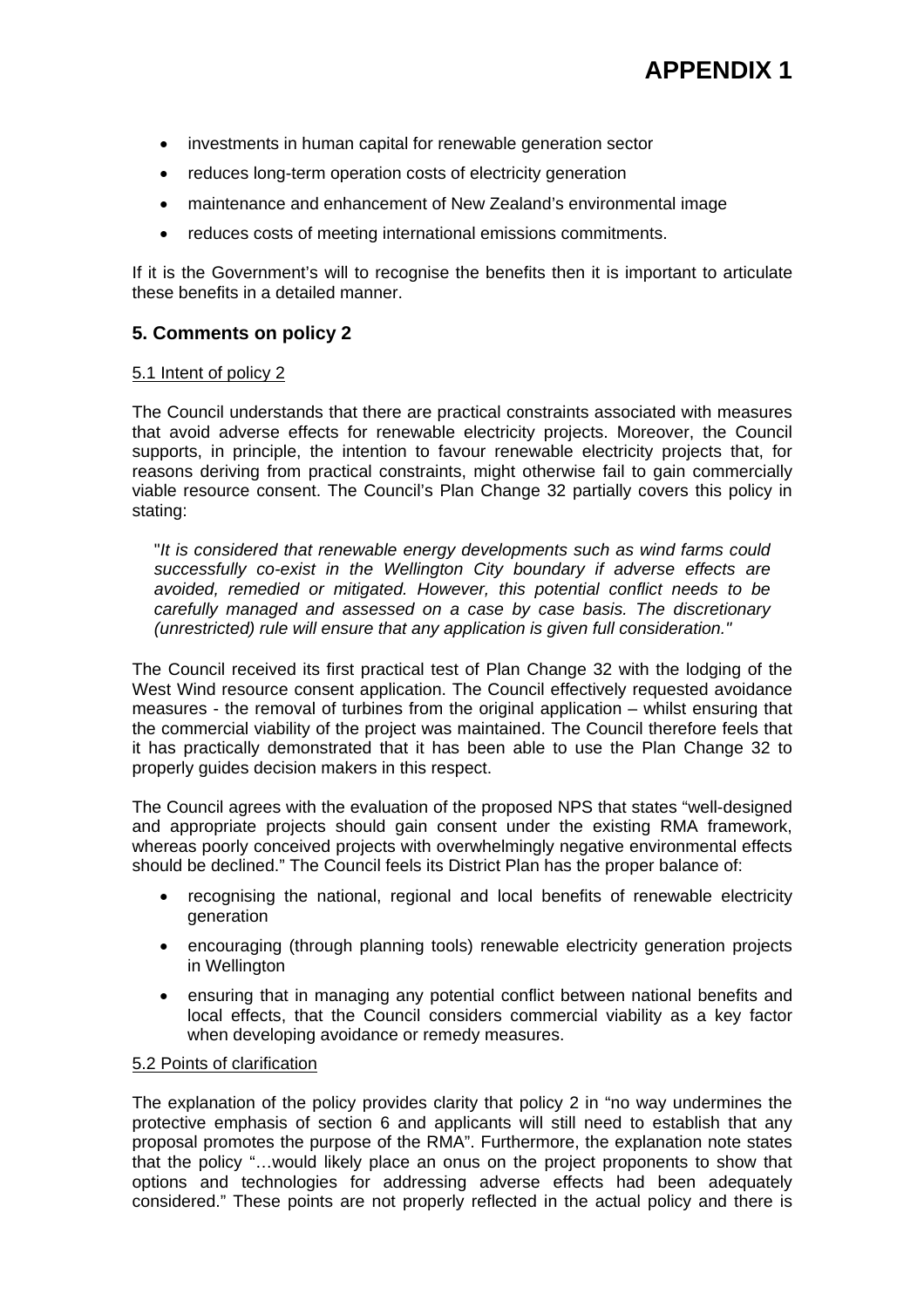- investments in human capital for renewable generation sector
- reduces long-term operation costs of electricity generation
- maintenance and enhancement of New Zealand's environmental image
- reduces costs of meeting international emissions commitments.

If it is the Government's will to recognise the benefits then it is important to articulate these benefits in a detailed manner.

## 5. Comments on policy 2

5.1 Intent of policy 2

The Council understands that there are practical constraints associated with measures that avoid adverse effects for renewable electricity projects. Moreover, the Council supports, in principle, the intention to favour renewable electricity projects that, for reasons deriving from practical constraints, might otherwise fail to gain commercially viable resource consent. The Council's Plan Change 32 partially covers this policy in stating:

> "*It is considered that renewable energy developments such as wind farms could successfully co-exist in the Wellington City boundary if adverse effects are avoided, remedied or mitigated. However, this potential conflict needs to be carefully managed and assessed on a case by case basis. The discretionary (unrestricted) rule will ensure that any application is given full consideration."*

The Council received its first practical test of Plan Change 32 with the lodging of the West Wind resource consent application. The Council effectively requested avoidance measures - the removal of turbines from the original application – whilst ensuring that the commercial viability of the project was maintained. The Council therefore feels that it has practically demonstrated that it has been able to use the Plan Change 32 to properly guides decision makers in this respect.

The Council agrees with the evaluation of the proposed NPS that states "well-designed and appropriate projects should gain consent under the existing RMA framework, whereas poorly conceived projects with overwhelmingly negative environmental effects should be declined." The Council feels its District Plan has the proper balance of:

- recognising the national, regional and local benefits of renewable electricity generation
- encouraging (through planning tools) renewable electricity generation projects in Wellington
- ensuring that in managing any potential conflict between national benefits and local effects, that the Council considers commercial viability as a key factor when developing avoidance or remedy measures.

5.2 Points of clarification

The explanation of the policy provides clarity that policy 2 in "no way undermines the protective emphasis of section 6 and applicants will still need to establish that any proposal promotes the purpose of the RMA". Furthermore, the explanation note states that the policy "…would likely place an onus on the project proponents to show that options and technologies for addressing adverse effects had been adequately considered." These points are not properly reflected in the actual policy and there is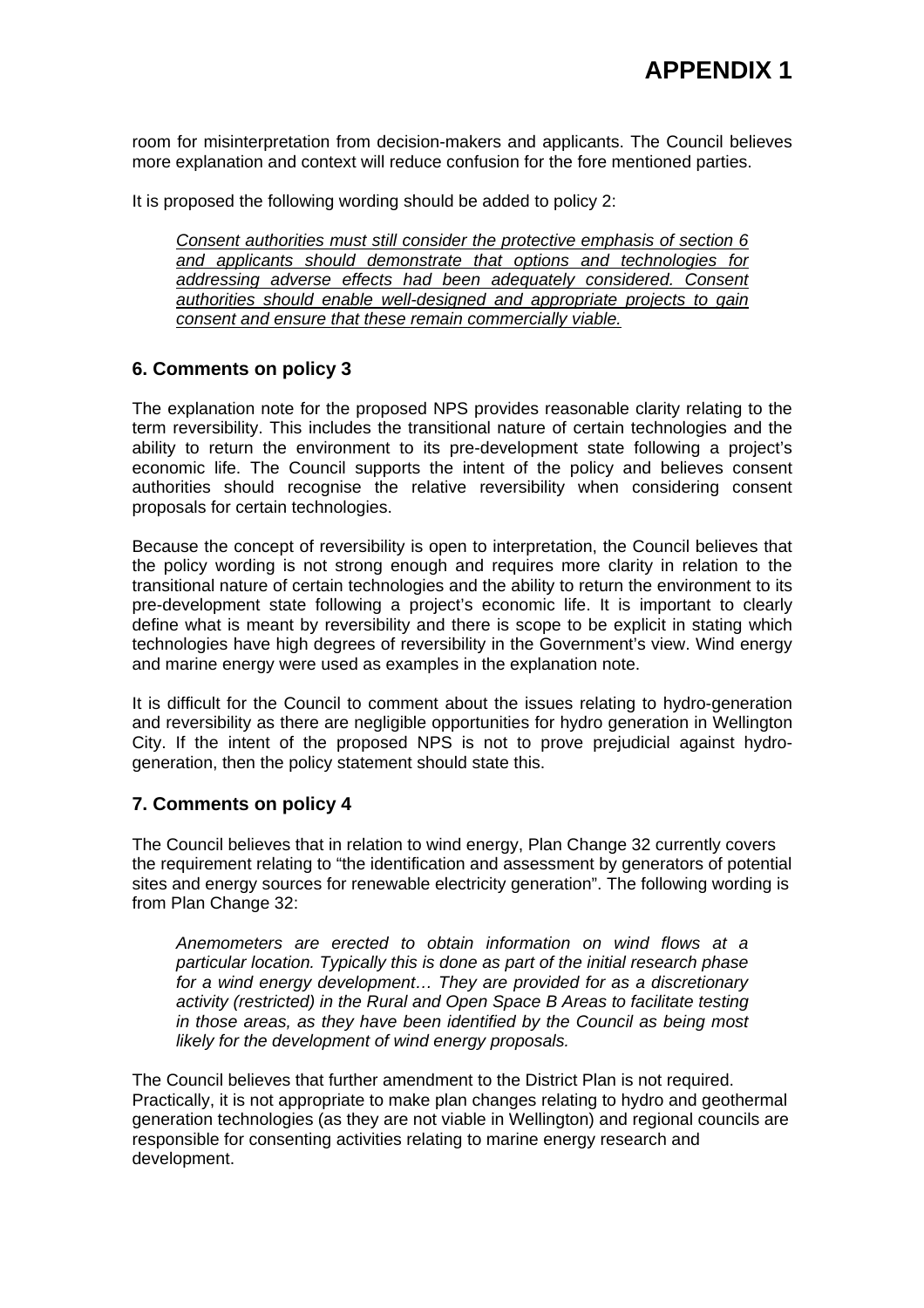room for misinterpretation from decision-makers and applicants. The Council believes more explanation and context will reduce confusion for the fore mentioned parties.

It is proposed the following wording should be added to policy 2:

> *<u>Consent authorities must still consider the protective emphasis of section 6 and applicants should demonstrate that options and technologies for addressing adverse effects had been adequately considered. Consent authorities should enable well-designed and appropriate projects to gain consent and ensure that these remain commercially viable.</u>*

## 6. Comments on policy 3

The explanation note for the proposed NPS provides reasonable clarity relating to the term reversibility. This includes the transitional nature of certain technologies and the ability to return the environment to its pre-development state following a project's economic life. The Council supports the intent of the policy and believes consent authorities should recognise the relative reversibility when considering consent proposals for certain technologies.

Because the concept of reversibility is open to interpretation, the Council believes that the policy wording is not strong enough and requires more clarity in relation to the transitional nature of certain technologies and the ability to return the environment to its pre-development state following a project's economic life. It is important to clearly define what is meant by reversibility and there is scope to be explicit in stating which technologies have high degrees of reversibility in the Government's view. Wind energy and marine energy were used as examples in the explanation note.

It is difficult for the Council to comment about the issues relating to hydro-generation and reversibility as there are negligible opportunities for hydro generation in Wellington City. If the intent of the proposed NPS is not to prove prejudicial against hydro-generation, then the policy statement should state this.

## 7. Comments on policy 4

The Council believes that in relation to wind energy, Plan Change 32 currently covers the requirement relating to "the identification and assessment by generators of potential sites and energy sources for renewable electricity generation". The following wording is from Plan Change 32:

> *Anemometers are erected to obtain information on wind flows at a particular location. Typically this is done as part of the initial research phase for a wind energy development… They are provided for as a discretionary activity (restricted) in the Rural and Open Space B Areas to facilitate testing in those areas, as they have been identified by the Council as being most likely for the development of wind energy proposals.*

The Council believes that further amendment to the District Plan is not required. Practically, it is not appropriate to make plan changes relating to hydro and geothermal generation technologies (as they are not viable in Wellington) and regional councils are responsible for consenting activities relating to marine energy research and development.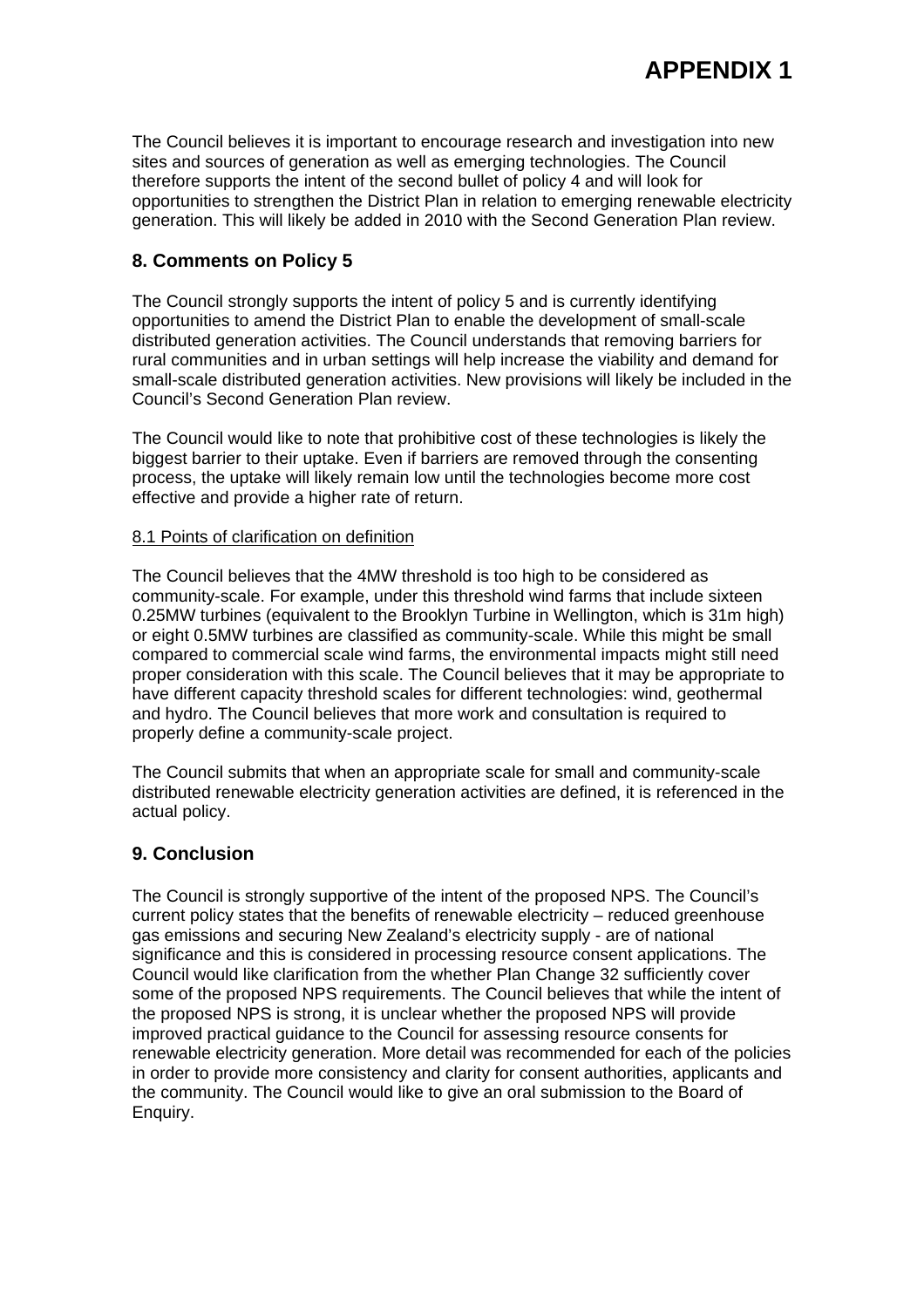# APPENDIX 1

The Council believes it is important to encourage research and investigation into new sites and sources of generation as well as emerging technologies. The Council therefore supports the intent of the second bullet of policy 4 and will look for opportunities to strengthen the District Plan in relation to emerging renewable electricity generation. This will likely be added in 2010 with the Second Generation Plan review.

## 8. Comments on Policy 5

The Council strongly supports the intent of policy 5 and is currently identifying opportunities to amend the District Plan to enable the development of small-scale distributed generation activities. The Council understands that removing barriers for rural communities and in urban settings will help increase the viability and demand for small-scale distributed generation activities. New provisions will likely be included in the Council's Second Generation Plan review.

The Council would like to note that prohibitive cost of these technologies is likely the biggest barrier to their uptake. Even if barriers are removed through the consenting process, the uptake will likely remain low until the technologies become more cost effective and provide a higher rate of return.

### 8.1 Points of clarification on definition

The Council believes that the 4MW threshold is too high to be considered as community-scale. For example, under this threshold wind farms that include sixteen 0.25MW turbines (equivalent to the Brooklyn Turbine in Wellington, which is 31m high) or eight 0.5MW turbines are classified as community-scale. While this might be small compared to commercial scale wind farms, the environmental impacts might still need proper consideration with this scale. The Council believes that it may be appropriate to have different capacity threshold scales for different technologies: wind, geothermal and hydro. The Council believes that more work and consultation is required to properly define a community-scale project.

The Council submits that when an appropriate scale for small and community-scale distributed renewable electricity generation activities are defined, it is referenced in the actual policy.

## 9. Conclusion

The Council is strongly supportive of the intent of the proposed NPS. The Council's current policy states that the benefits of renewable electricity – reduced greenhouse gas emissions and securing New Zealand's electricity supply - are of national significance and this is considered in processing resource consent applications. The Council would like clarification from the whether Plan Change 32 sufficiently cover some of the proposed NPS requirements. The Council believes that while the intent of the proposed NPS is strong, it is unclear whether the proposed NPS will provide improved practical guidance to the Council for assessing resource consents for renewable electricity generation. More detail was recommended for each of the policies in order to provide more consistency and clarity for consent authorities, applicants and the community. The Council would like to give an oral submission to the Board of Enquiry.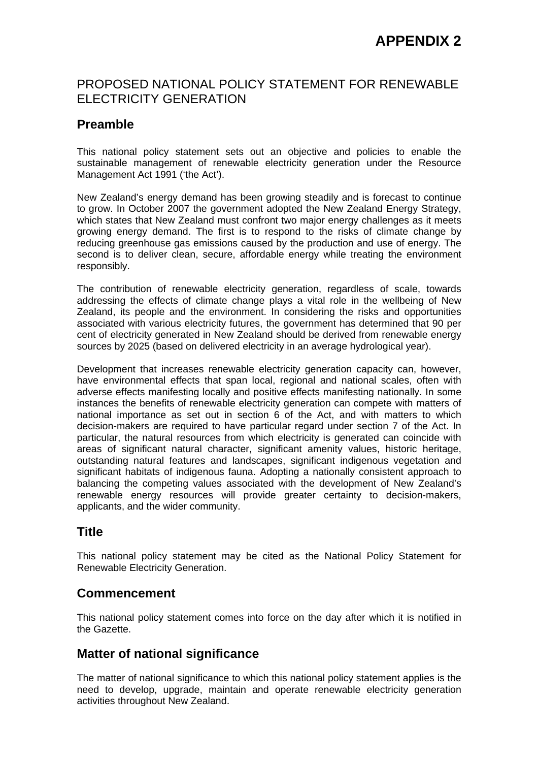# APPENDIX 2

## PROPOSED NATIONAL POLICY STATEMENT FOR RENEWABLE ELECTRICITY GENERATION

### Preamble

This national policy statement sets out an objective and policies to enable the sustainable management of renewable electricity generation under the Resource Management Act 1991 ('the Act').

New Zealand's energy demand has been growing steadily and is forecast to continue to grow. In October 2007 the government adopted the New Zealand Energy Strategy, which states that New Zealand must confront two major energy challenges as it meets growing energy demand. The first is to respond to the risks of climate change by reducing greenhouse gas emissions caused by the production and use of energy. The second is to deliver clean, secure, affordable energy while treating the environment responsibly.

The contribution of renewable electricity generation, regardless of scale, towards addressing the effects of climate change plays a vital role in the wellbeing of New Zealand, its people and the environment. In considering the risks and opportunities associated with various electricity futures, the government has determined that 90 per cent of electricity generated in New Zealand should be derived from renewable energy sources by 2025 (based on delivered electricity in an average hydrological year).

Development that increases renewable electricity generation capacity can, however, have environmental effects that span local, regional and national scales, often with adverse effects manifesting locally and positive effects manifesting nationally. In some instances the benefits of renewable electricity generation can compete with matters of national importance as set out in section 6 of the Act, and with matters to which decision-makers are required to have particular regard under section 7 of the Act. In particular, the natural resources from which electricity is generated can coincide with areas of significant natural character, significant amenity values, historic heritage, outstanding natural features and landscapes, significant indigenous vegetation and significant habitats of indigenous fauna. Adopting a nationally consistent approach to balancing the competing values associated with the development of New Zealand's renewable energy resources will provide greater certainty to decision-makers, applicants, and the wider community.

### Title

This national policy statement may be cited as the National Policy Statement for Renewable Electricity Generation.

### Commencement

This national policy statement comes into force on the day after which it is notified in the Gazette.

### Matter of national significance

The matter of national significance to which this national policy statement applies is the need to develop, upgrade, maintain and operate renewable electricity generation activities throughout New Zealand.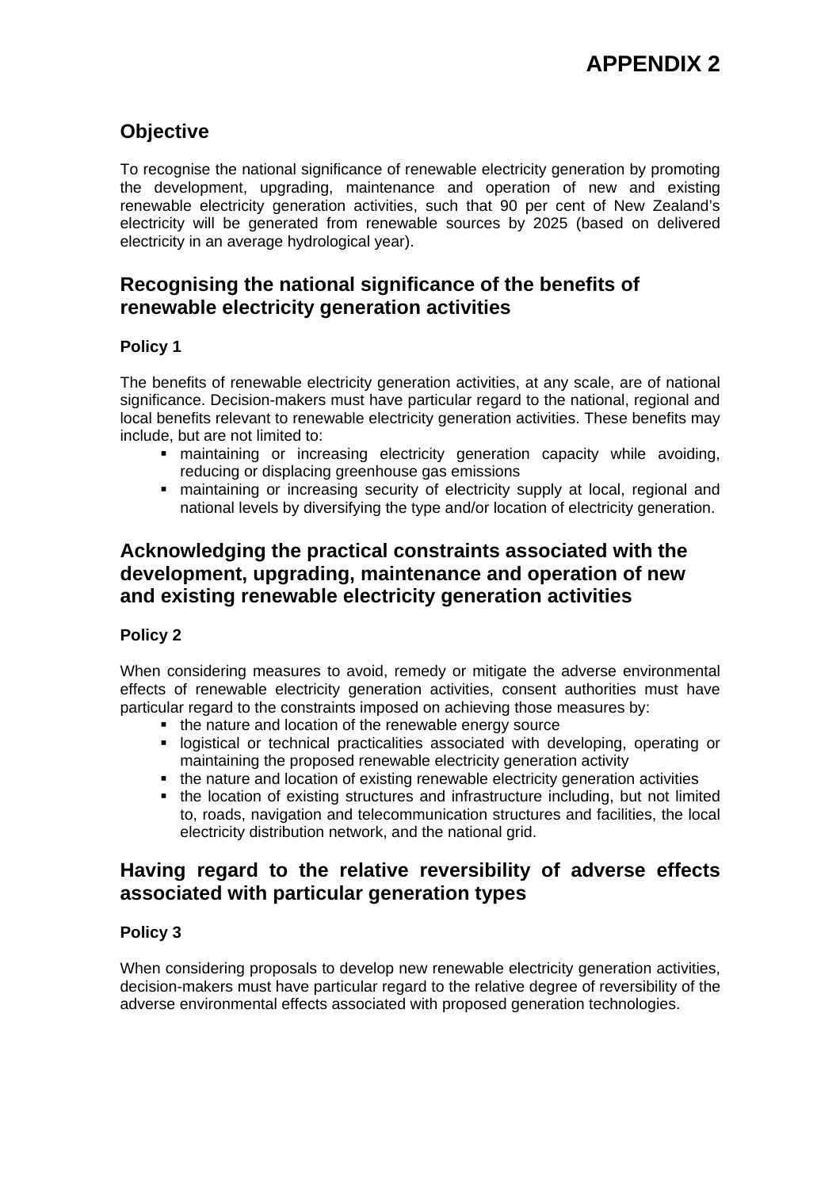# APPENDIX 2

## Objective

To recognise the national significance of renewable electricity generation by promoting the development, upgrading, maintenance and operation of new and existing renewable electricity generation activities, such that 90 per cent of New Zealand's electricity will be generated from renewable sources by 2025 (based on delivered electricity in an average hydrological year).

## Recognising the national significance of the benefits of renewable electricity generation activities

### Policy 1

The benefits of renewable electricity generation activities, at any scale, are of national significance. Decision-makers must have particular regard to the national, regional and local benefits relevant to renewable electricity generation activities. These benefits may include, but are not limited to:

- maintaining or increasing electricity generation capacity while avoiding, reducing or displacing greenhouse gas emissions
- maintaining or increasing security of electricity supply at local, regional and national levels by diversifying the type and/or location of electricity generation.

## Acknowledging the practical constraints associated with the development, upgrading, maintenance and operation of new and existing renewable electricity generation activities

### Policy 2

When considering measures to avoid, remedy or mitigate the adverse environmental effects of renewable electricity generation activities, consent authorities must have particular regard to the constraints imposed on achieving those measures by:

- the nature and location of the renewable energy source
- logistical or technical practicalities associated with developing, operating or maintaining the proposed renewable electricity generation activity
- the nature and location of existing renewable electricity generation activities
- the location of existing structures and infrastructure including, but not limited to, roads, navigation and telecommunication structures and facilities, the local electricity distribution network, and the national grid.

## Having regard to the relative reversibility of adverse effects associated with particular generation types

### Policy 3

When considering proposals to develop new renewable electricity generation activities, decision-makers must have particular regard to the relative degree of reversibility of the adverse environmental effects associated with proposed generation technologies.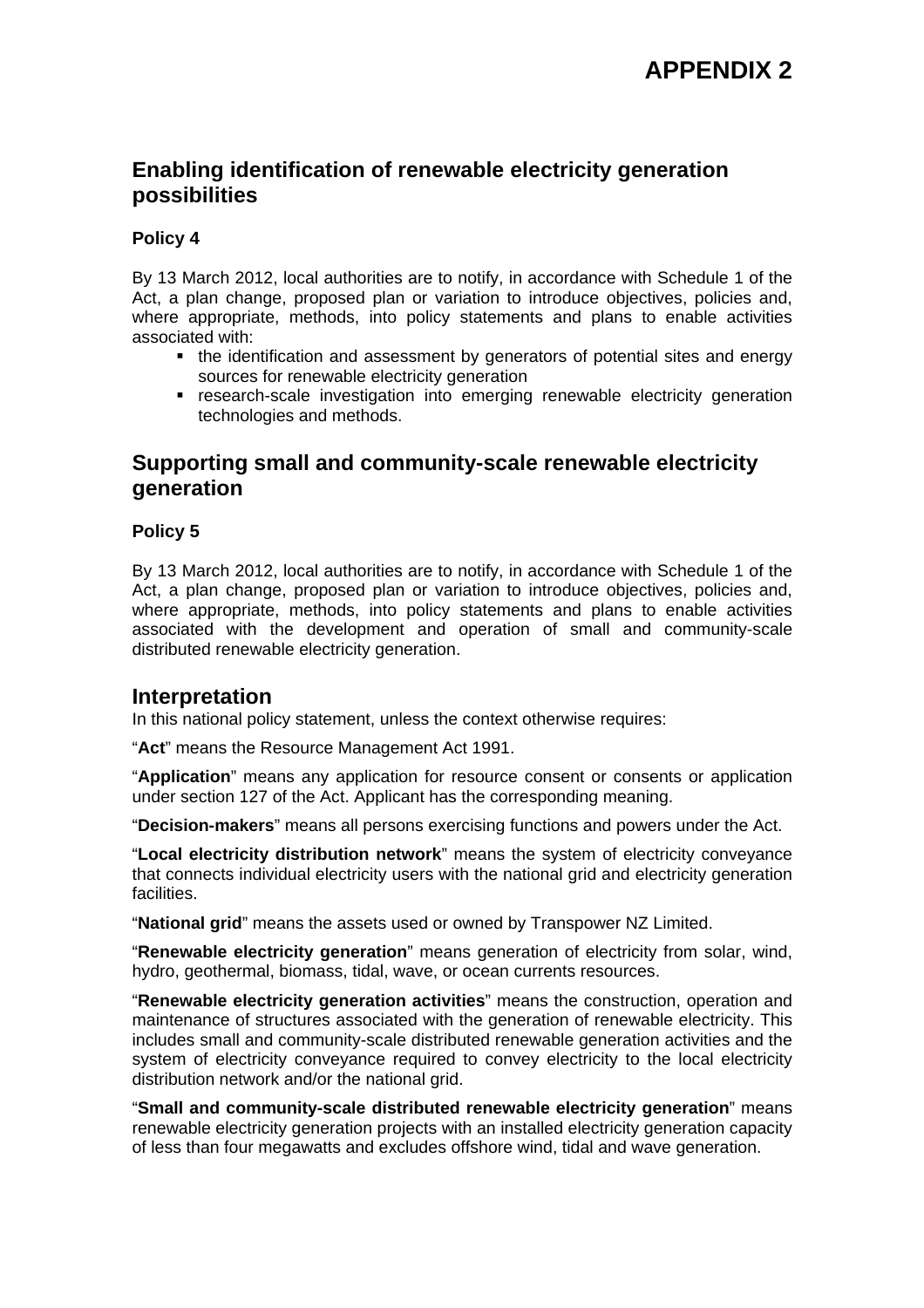# APPENDIX 2

## Enabling identification of renewable electricity generation possibilities

### Policy 4

By 13 March 2012, local authorities are to notify, in accordance with Schedule 1 of the Act, a plan change, proposed plan or variation to introduce objectives, policies and, where appropriate, methods, into policy statements and plans to enable activities associated with:

- the identification and assessment by generators of potential sites and energy sources for renewable electricity generation
- research-scale investigation into emerging renewable electricity generation technologies and methods.

## Supporting small and community-scale renewable electricity generation

### Policy 5

By 13 March 2012, local authorities are to notify, in accordance with Schedule 1 of the Act, a plan change, proposed plan or variation to introduce objectives, policies and, where appropriate, methods, into policy statements and plans to enable activities associated with the development and operation of small and community-scale distributed renewable electricity generation.

## Interpretation

In this national policy statement, unless the context otherwise requires:

"**Act**" means the Resource Management Act 1991.

"**Application**" means any application for resource consent or consents or application under section 127 of the Act. Applicant has the corresponding meaning.

"**Decision-makers**" means all persons exercising functions and powers under the Act.

"**Local electricity distribution network**" means the system of electricity conveyance that connects individual electricity users with the national grid and electricity generation facilities.

"**National grid**" means the assets used or owned by Transpower NZ Limited.

"**Renewable electricity generation**" means generation of electricity from solar, wind, hydro, geothermal, biomass, tidal, wave, or ocean currents resources.

"**Renewable electricity generation activities**" means the construction, operation and maintenance of structures associated with the generation of renewable electricity. This includes small and community-scale distributed renewable generation activities and the system of electricity conveyance required to convey electricity to the local electricity distribution network and/or the national grid.

"**Small and community-scale distributed renewable electricity generation**" means renewable electricity generation projects with an installed electricity generation capacity of less than four megawatts and excludes offshore wind, tidal and wave generation.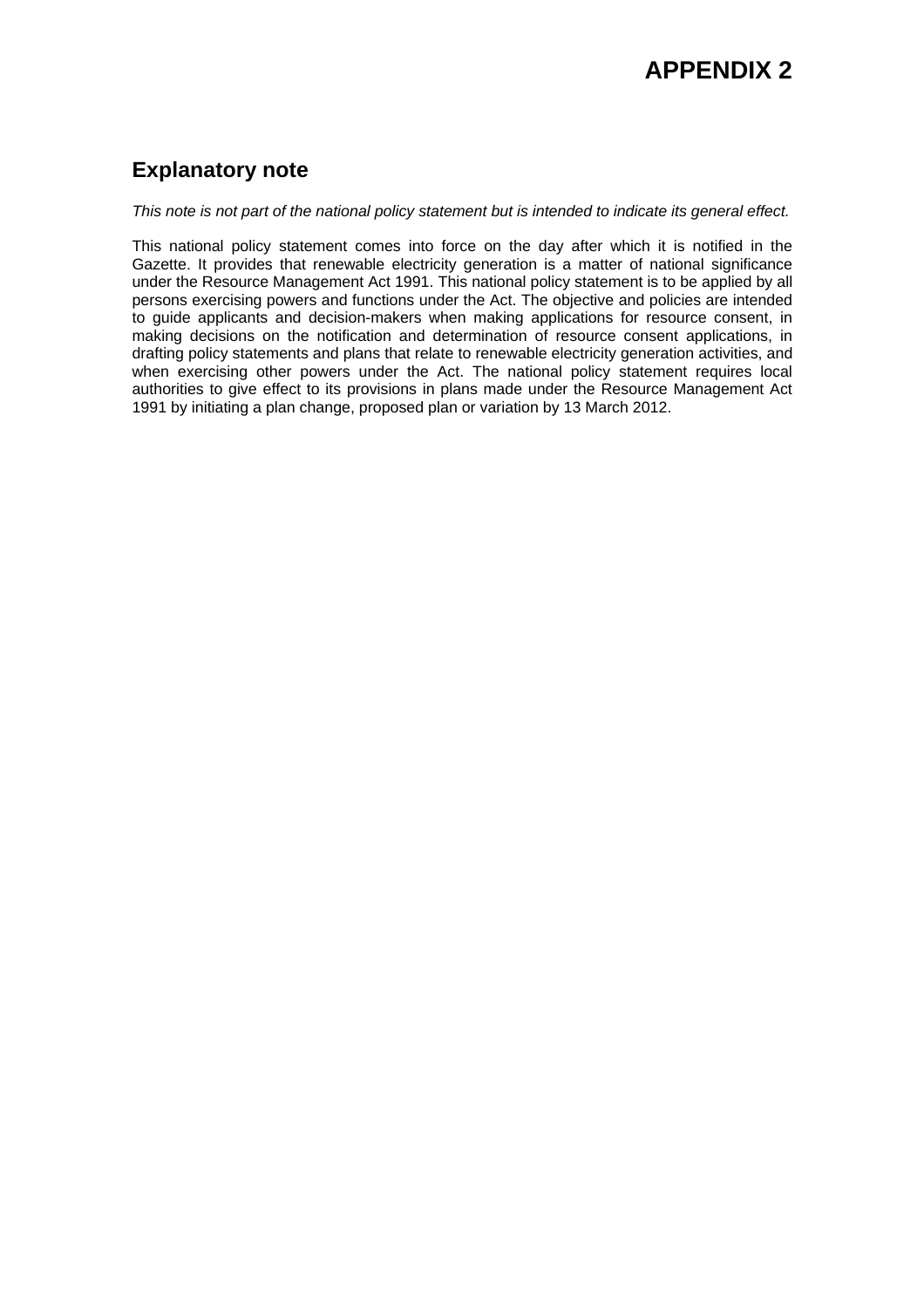# APPENDIX 2

## Explanatory note

*This note is not part of the national policy statement but is intended to indicate its general effect.*

This national policy statement comes into force on the day after which it is notified in the Gazette. It provides that renewable electricity generation is a matter of national significance under the Resource Management Act 1991. This national policy statement is to be applied by all persons exercising powers and functions under the Act. The objective and policies are intended to guide applicants and decision-makers when making applications for resource consent, in making decisions on the notification and determination of resource consent applications, in drafting policy statements and plans that relate to renewable electricity generation activities, and when exercising other powers under the Act. The national policy statement requires local authorities to give effect to its provisions in plans made under the Resource Management Act 1991 by initiating a plan change, proposed plan or variation by 13 March 2012.